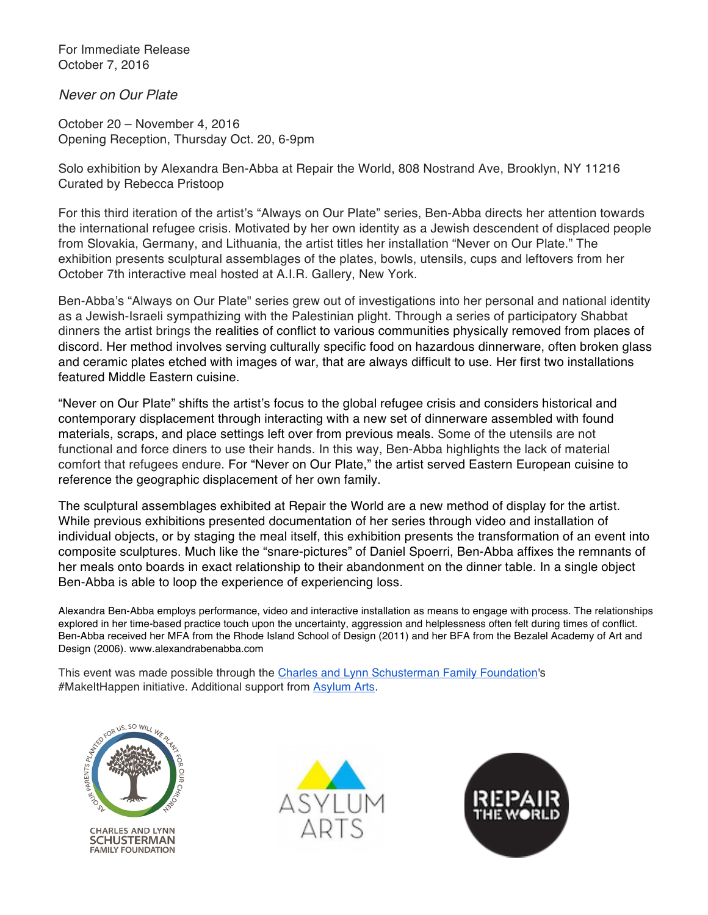For Immediate Release
October 7, 2016

*Never on Our Plate*

October 20 – November 4, 2016
Opening Reception, Thursday Oct. 20, 6-9pm

Solo exhibition by Alexandra Ben-Abba at Repair the World, 808 Nostrand Ave, Brooklyn, NY 11216
Curated by Rebecca Pristoop

For this third iteration of the artist's "Always on Our Plate" series, Ben-Abba directs her attention towards the international refugee crisis. Motivated by her own identity as a Jewish descendent of displaced people from Slovakia, Germany, and Lithuania, the artist titles her installation "Never on Our Plate." The exhibition presents sculptural assemblages of the plates, bowls, utensils, cups and leftovers from her October 7th interactive meal hosted at A.I.R. Gallery, New York.

Ben-Abba's "Always on Our Plate" series grew out of investigations into her personal and national identity as a Jewish-Israeli sympathizing with the Palestinian plight. Through a series of participatory Shabbat dinners the artist brings the realities of conflict to various communities physically removed from places of discord. Her method involves serving culturally specific food on hazardous dinnerware, often broken glass and ceramic plates etched with images of war, that are always difficult to use. Her first two installations featured Middle Eastern cuisine.

"Never on Our Plate" shifts the artist's focus to the global refugee crisis and considers historical and contemporary displacement through interacting with a new set of dinnerware assembled with found materials, scraps, and place settings left over from previous meals. Some of the utensils are not functional and force diners to use their hands. In this way, Ben-Abba highlights the lack of material comfort that refugees endure. For "Never on Our Plate," the artist served Eastern European cuisine to reference the geographic displacement of her own family.

The sculptural assemblages exhibited at Repair the World are a new method of display for the artist. While previous exhibitions presented documentation of her series through video and installation of individual objects, or by staging the meal itself, this exhibition presents the transformation of an event into composite sculptures. Much like the "snare-pictures" of Daniel Spoerri, Ben-Abba affixes the remnants of her meals onto boards in exact relationship to their abandonment on the dinner table. In a single object Ben-Abba is able to loop the experience of experiencing loss.

Alexandra Ben-Abba employs performance, video and interactive installation as means to engage with process. The relationships explored in her time-based practice touch upon the uncertainty, aggression and helplessness often felt during times of conflict. Ben-Abba received her MFA from the Rhode Island School of Design (2011) and her BFA from the Bezalel Academy of Art and Design (2006). www.alexandrabenabba.com

This event was made possible through the Charles and Lynn Schusterman Family Foundation's #MakeItHappen initiative. Additional support from Asylum Arts.

AS OUR PARENTS PLANTED FOR US, SO WILL WE PLANT FOR OUR CHILDREN
CHARLES AND LYNN SCHUSTERMAN FAMILY FOUNDATION

ASYLUM ARTS

REPAIR THE WORLD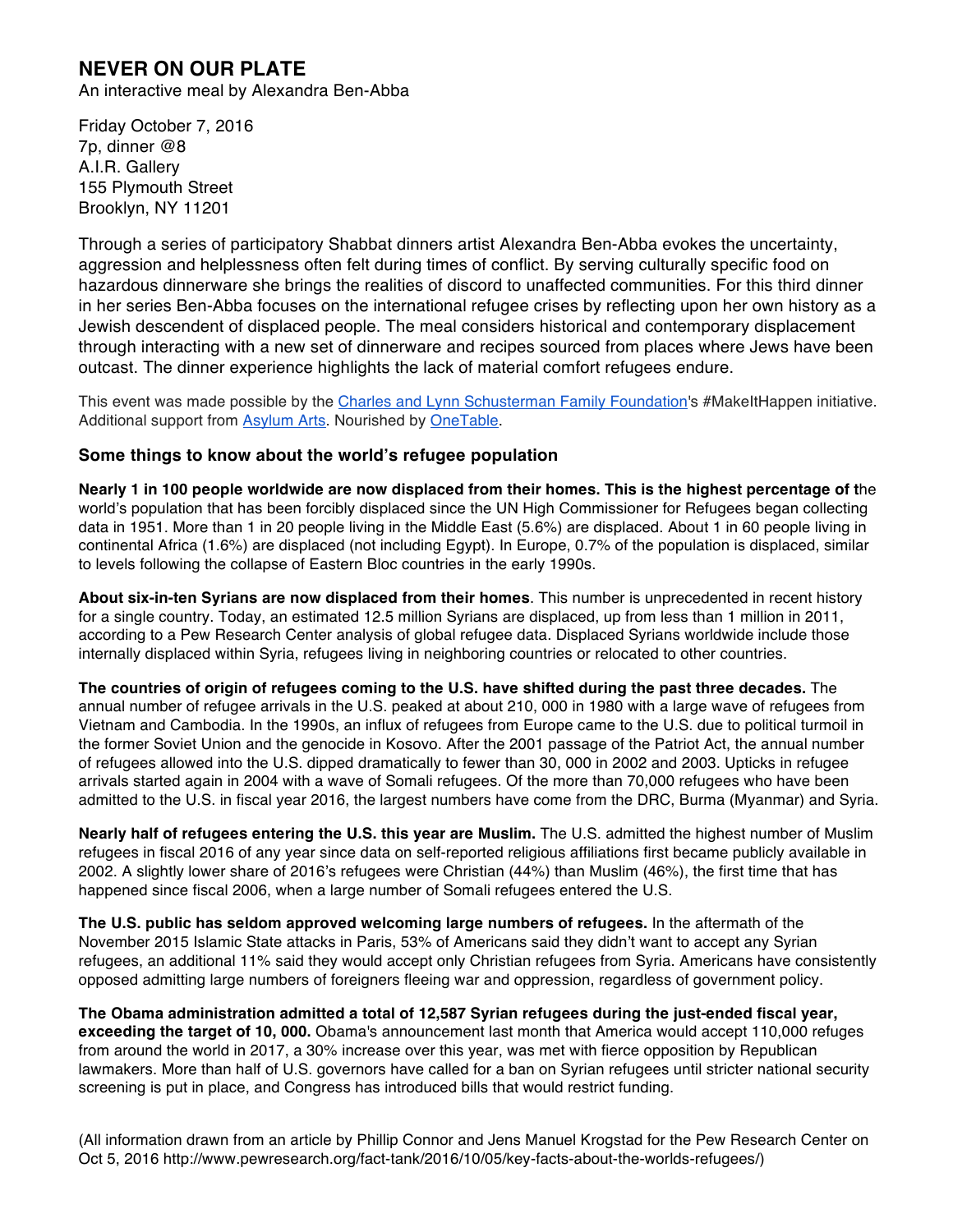## NEVER ON OUR PLATE

An interactive meal by Alexandra Ben-Abba

Friday October 7, 2016
7p, dinner @8
A.I.R. Gallery
155 Plymouth Street
Brooklyn, NY 11201

Through a series of participatory Shabbat dinners artist Alexandra Ben-Abba evokes the uncertainty, aggression and helplessness often felt during times of conflict. By serving culturally specific food on hazardous dinnerware she brings the realities of discord to unaffected communities. For this third dinner in her series Ben-Abba focuses on the international refugee crises by reflecting upon her own history as a Jewish descendent of displaced people. The meal considers historical and contemporary displacement through interacting with a new set of dinnerware and recipes sourced from places where Jews have been outcast. The dinner experience highlights the lack of material comfort refugees endure.

This event was made possible by the Charles and Lynn Schusterman Family Foundation's #MakeItHappen initiative. Additional support from Asylum Arts. Nourished by OneTable.

### Some things to know about the world's refugee population

**Nearly 1 in 100 people worldwide are now displaced from their homes. This is the highest percentage of t**he world's population that has been forcibly displaced since the UN High Commissioner for Refugees began collecting data in 1951. More than 1 in 20 people living in the Middle East (5.6%) are displaced. About 1 in 60 people living in continental Africa (1.6%) are displaced (not including Egypt). In Europe, 0.7% of the population is displaced, similar to levels following the collapse of Eastern Bloc countries in the early 1990s.

**About six-in-ten Syrians are now displaced from their homes**. This number is unprecedented in recent history for a single country. Today, an estimated 12.5 million Syrians are displaced, up from less than 1 million in 2011, according to a Pew Research Center analysis of global refugee data. Displaced Syrians worldwide include those internally displaced within Syria, refugees living in neighboring countries or relocated to other countries.

**The countries of origin of refugees coming to the U.S. have shifted during the past three decades.** The annual number of refugee arrivals in the U.S. peaked at about 210, 000 in 1980 with a large wave of refugees from Vietnam and Cambodia. In the 1990s, an influx of refugees from Europe came to the U.S. due to political turmoil in the former Soviet Union and the genocide in Kosovo. After the 2001 passage of the Patriot Act, the annual number of refugees allowed into the U.S. dipped dramatically to fewer than 30, 000 in 2002 and 2003. Upticks in refugee arrivals started again in 2004 with a wave of Somali refugees. Of the more than 70,000 refugees who have been admitted to the U.S. in fiscal year 2016, the largest numbers have come from the DRC, Burma (Myanmar) and Syria.

**Nearly half of refugees entering the U.S. this year are Muslim.** The U.S. admitted the highest number of Muslim refugees in fiscal 2016 of any year since data on self-reported religious affiliations first became publicly available in 2002. A slightly lower share of 2016's refugees were Christian (44%) than Muslim (46%), the first time that has happened since fiscal 2006, when a large number of Somali refugees entered the U.S.

**The U.S. public has seldom approved welcoming large numbers of refugees.** In the aftermath of the November 2015 Islamic State attacks in Paris, 53% of Americans said they didn't want to accept any Syrian refugees, an additional 11% said they would accept only Christian refugees from Syria. Americans have consistently opposed admitting large numbers of foreigners fleeing war and oppression, regardless of government policy.

**The Obama administration admitted a total of 12,587 Syrian refugees during the just-ended fiscal year, exceeding the target of 10, 000.** Obama's announcement last month that America would accept 110,000 refuges from around the world in 2017, a 30% increase over this year, was met with fierce opposition by Republican lawmakers. More than half of U.S. governors have called for a ban on Syrian refugees until stricter national security screening is put in place, and Congress has introduced bills that would restrict funding.

(All information drawn from an article by Phillip Connor and Jens Manuel Krogstad for the Pew Research Center on Oct 5, 2016 http://www.pewresearch.org/fact-tank/2016/10/05/key-facts-about-the-worlds-refugees/)